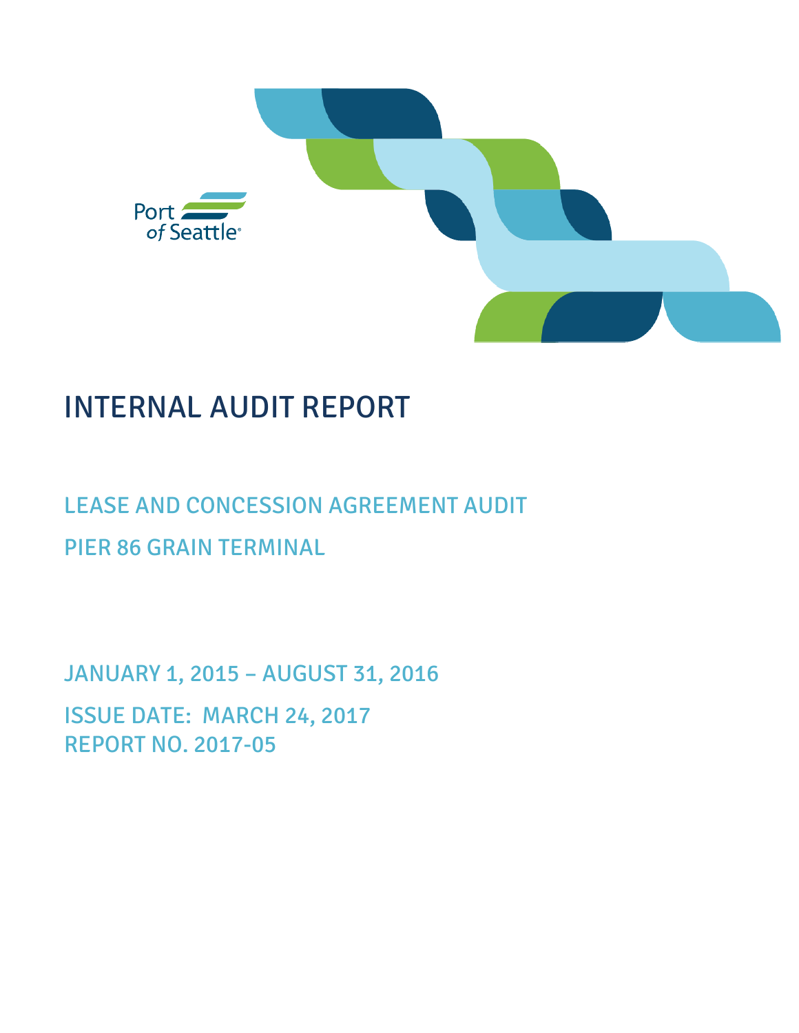Port of Seattle

# INTERNAL AUDIT REPORT

## LEASE AND CONCESSION AGREEMENT AUDIT

## PIER 86 GRAIN TERMINAL

JANUARY 1, 2015 – AUGUST 31, 2016

ISSUE DATE: MARCH 24, 2017

REPORT NO. 2017-05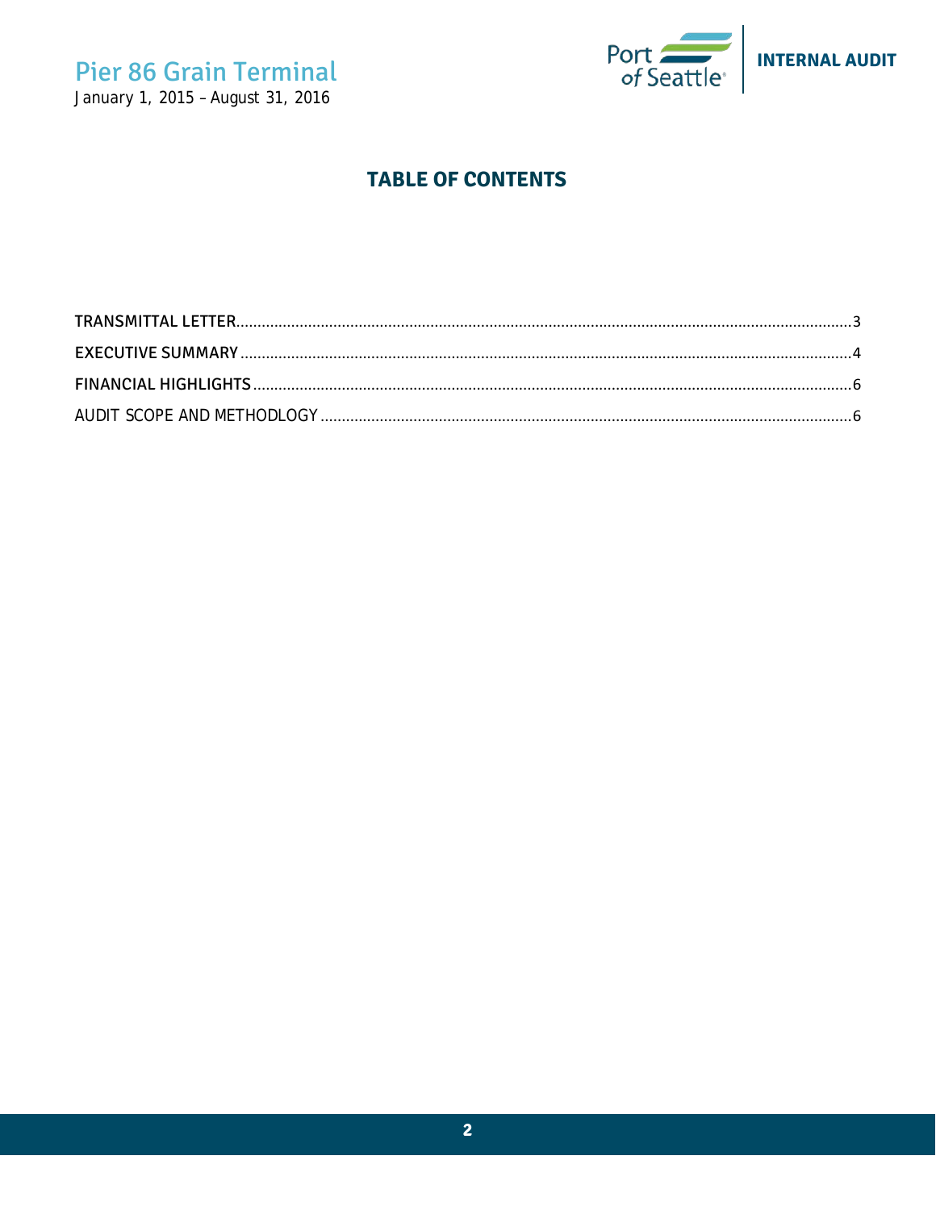# TABLE OF CONTENTS

TRANSMITTAL LETTER........................................................................................................................................3

EXECUTIVE SUMMARY....................................................................................................................................4

FINANCIAL HIGHLIGHTS...................................................................................................................................6

AUDIT SCOPE AND METHODLOGY.................................................................................................................6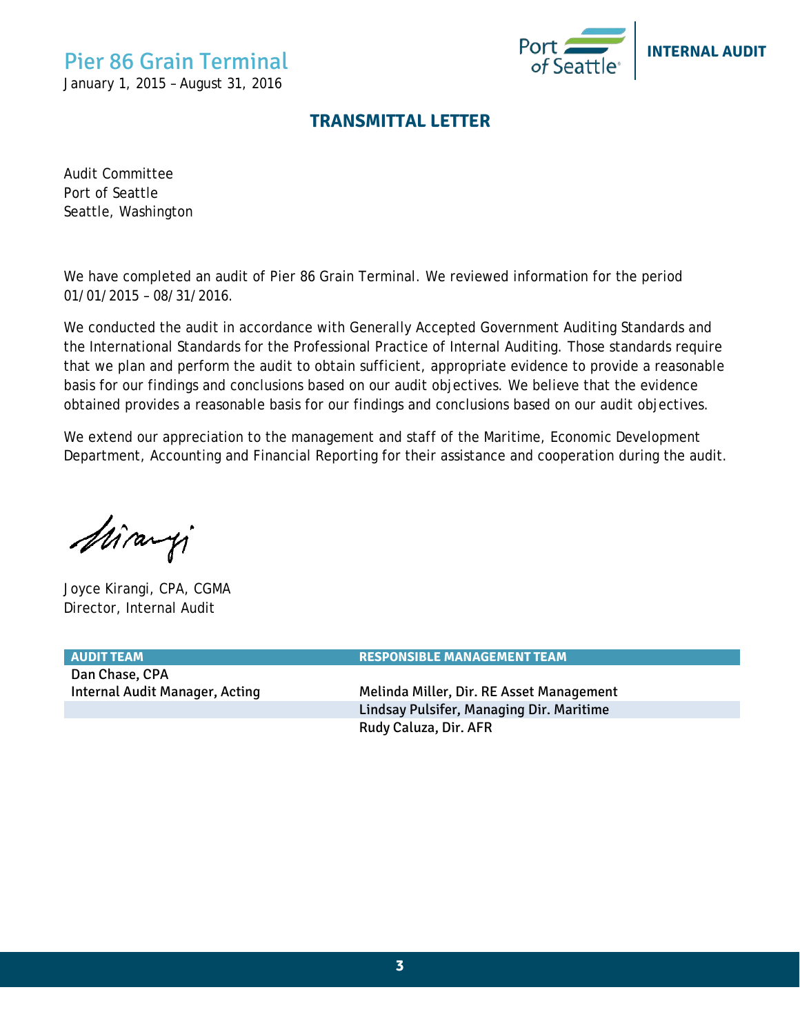Pier 86 Grain Terminal

January 1, 2015 – August 31, 2016

INTERNAL AUDIT

## TRANSMITTAL LETTER

Audit Committee
Port of Seattle
Seattle, Washington

We have completed an audit of Pier 86 Grain Terminal. We reviewed information for the period 01/01/2015 – 08/31/2016.

We conducted the audit in accordance with Generally Accepted Government Auditing Standards and the International Standards for the Professional Practice of Internal Auditing. Those standards require that we plan and perform the audit to obtain sufficient, appropriate evidence to provide a reasonable basis for our findings and conclusions based on our audit objectives. We believe that the evidence obtained provides a reasonable basis for our findings and conclusions based on our audit objectives.

We extend our appreciation to the management and staff of the Maritime, Economic Development Department, Accounting and Financial Reporting for their assistance and cooperation during the audit.

Joyce Kirangi, CPA, CGMA
Director, Internal Audit

| AUDIT TEAM | RESPONSIBLE MANAGEMENT TEAM |
|---|---|
| Dan Chase, CPA<br>Internal Audit Manager, Acting | Melinda Miller, Dir. RE Asset Management |
| | Lindsay Pulsifer, Managing Dir. Maritime |
| | Rudy Caluza, Dir. AFR |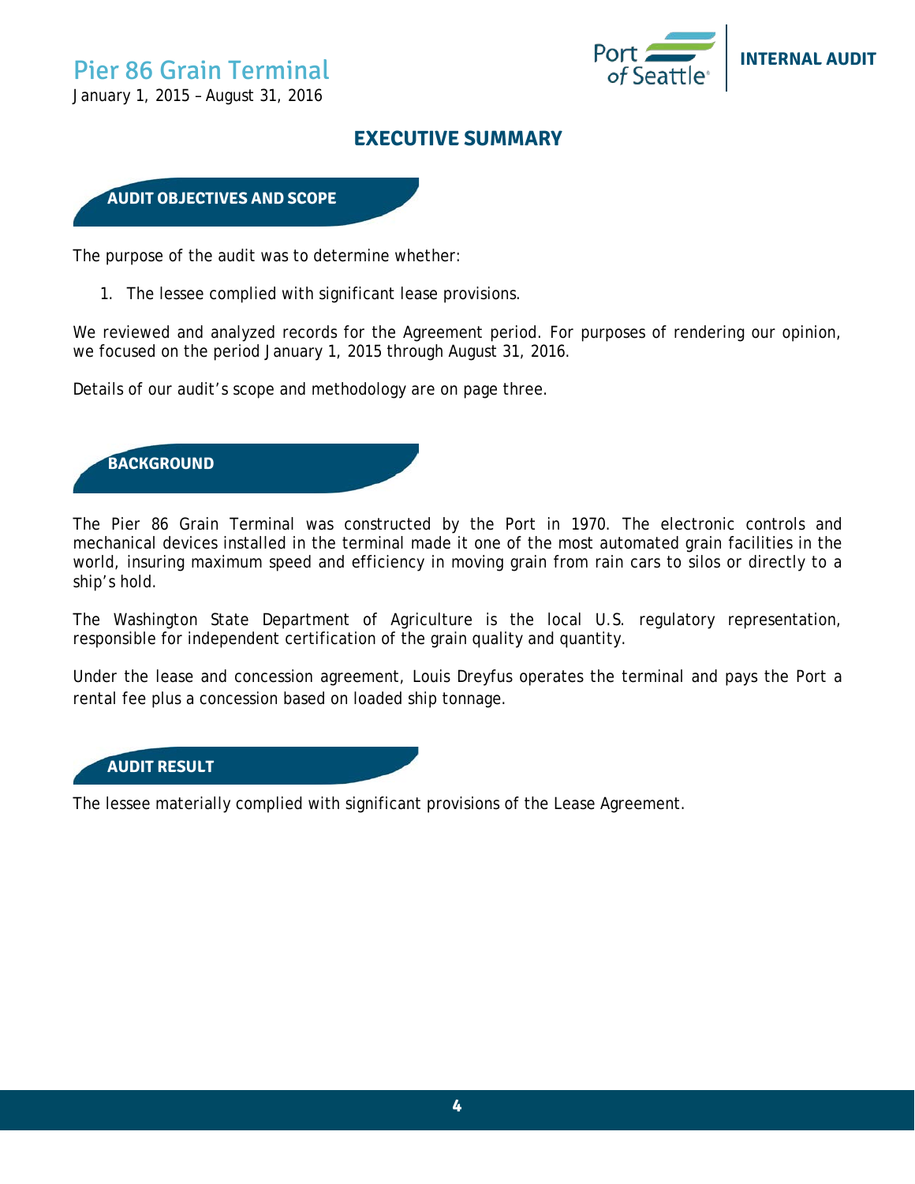# Pier 86 Grain Terminal

January 1, 2015 – August 31, 2016

## EXECUTIVE SUMMARY

### AUDIT OBJECTIVES AND SCOPE

The purpose of the audit was to determine whether:

1. The lessee complied with significant lease provisions.

We reviewed and analyzed records for the Agreement period. For purposes of rendering our opinion, we focused on the period January 1, 2015 through August 31, 2016.

Details of our audit's scope and methodology are on page three.

### BACKGROUND

The Pier 86 Grain Terminal was constructed by the Port in 1970. The electronic controls and mechanical devices installed in the terminal made it one of the most automated grain facilities in the world, insuring maximum speed and efficiency in moving grain from rain cars to silos or directly to a ship's hold.

The Washington State Department of Agriculture is the local U.S. regulatory representation, responsible for independent certification of the grain quality and quantity.

Under the lease and concession agreement, Louis Dreyfus operates the terminal and pays the Port a rental fee plus a concession based on loaded ship tonnage.

### AUDIT RESULT

The lessee materially complied with significant provisions of the Lease Agreement.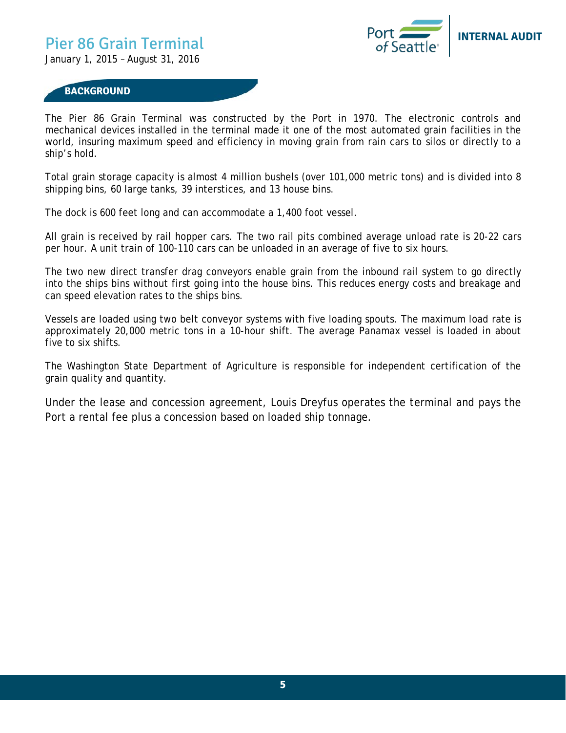## BACKGROUND

The Pier 86 Grain Terminal was constructed by the Port in 1970. The electronic controls and mechanical devices installed in the terminal made it one of the most automated grain facilities in the world, insuring maximum speed and efficiency in moving grain from rain cars to silos or directly to a ship's hold.

Total grain storage capacity is almost 4 million bushels (over 101,000 metric tons) and is divided into 8 shipping bins, 60 large tanks, 39 interstices, and 13 house bins.

The dock is 600 feet long and can accommodate a 1,400 foot vessel.

All grain is received by rail hopper cars. The two rail pits combined average unload rate is 20-22 cars per hour. A unit train of 100-110 cars can be unloaded in an average of five to six hours.

The two new direct transfer drag conveyors enable grain from the inbound rail system to go directly into the ships bins without first going into the house bins. This reduces energy costs and breakage and can speed elevation rates to the ships bins.

Vessels are loaded using two belt conveyor systems with five loading spouts. The maximum load rate is approximately 20,000 metric tons in a 10-hour shift. The average Panamax vessel is loaded in about five to six shifts.

The Washington State Department of Agriculture is responsible for independent certification of the grain quality and quantity.

Under the lease and concession agreement, Louis Dreyfus operates the terminal and pays the Port a rental fee plus a concession based on loaded ship tonnage.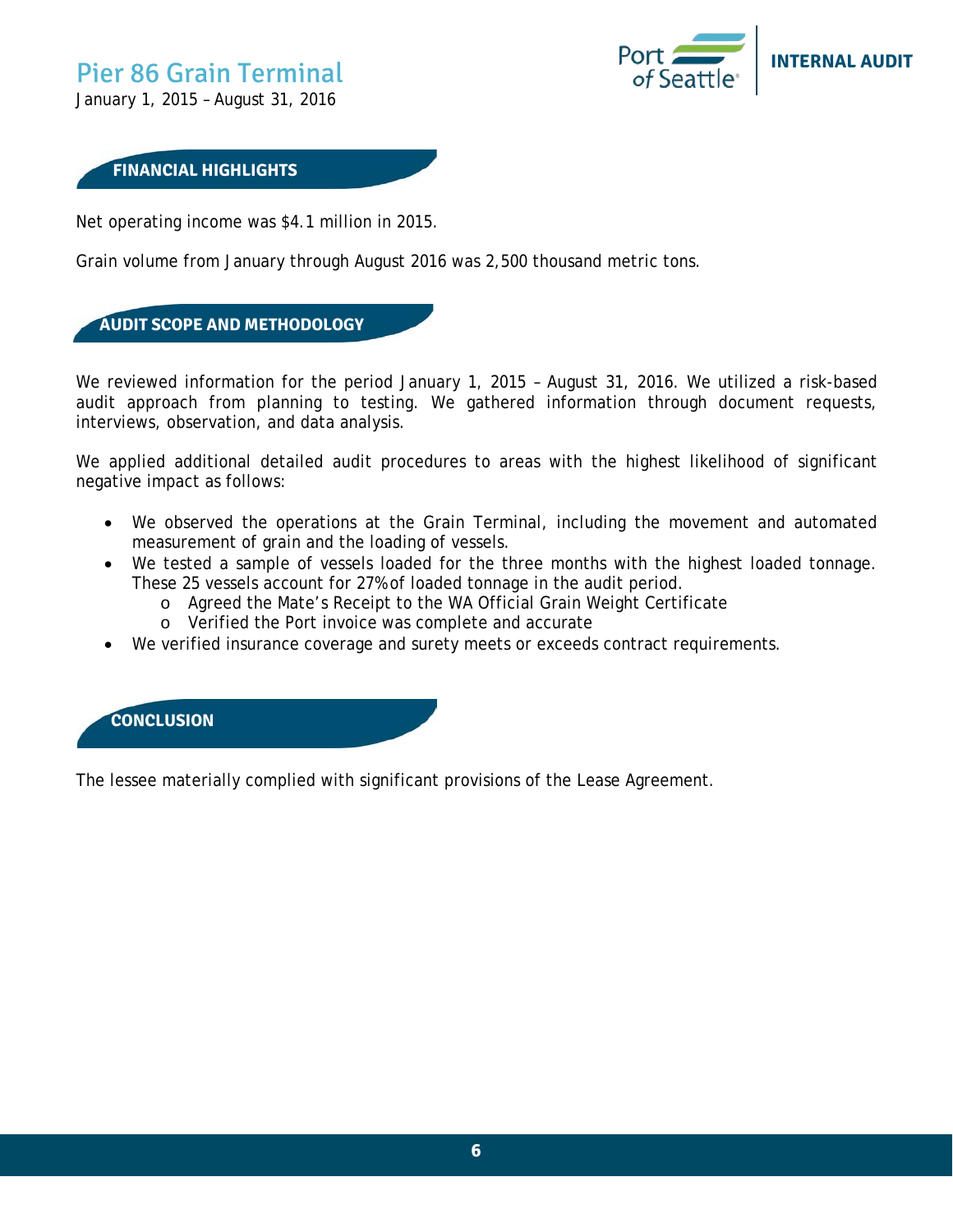# Pier 86 Grain Terminal

January 1, 2015 – August 31, 2016

## FINANCIAL HIGHLIGHTS

Net operating income was $4.1 million in 2015.

Grain volume from January through August 2016 was 2,500 thousand metric tons.

## AUDIT SCOPE AND METHODOLOGY

We reviewed information for the period January 1, 2015 – August 31, 2016. We utilized a risk-based audit approach from planning to testing. We gathered information through document requests, interviews, observation, and data analysis.

We applied additional detailed audit procedures to areas with the highest likelihood of significant negative impact as follows:

- We observed the operations at the Grain Terminal, including the movement and automated measurement of grain and the loading of vessels.
- We tested a sample of vessels loaded for the three months with the highest loaded tonnage. These 25 vessels account for 27% of loaded tonnage in the audit period.
  - Agreed the Mate's Receipt to the WA Official Grain Weight Certificate
  - Verified the Port invoice was complete and accurate
- We verified insurance coverage and surety meets or exceeds contract requirements.

## CONCLUSION

The lessee materially complied with significant provisions of the Lease Agreement.